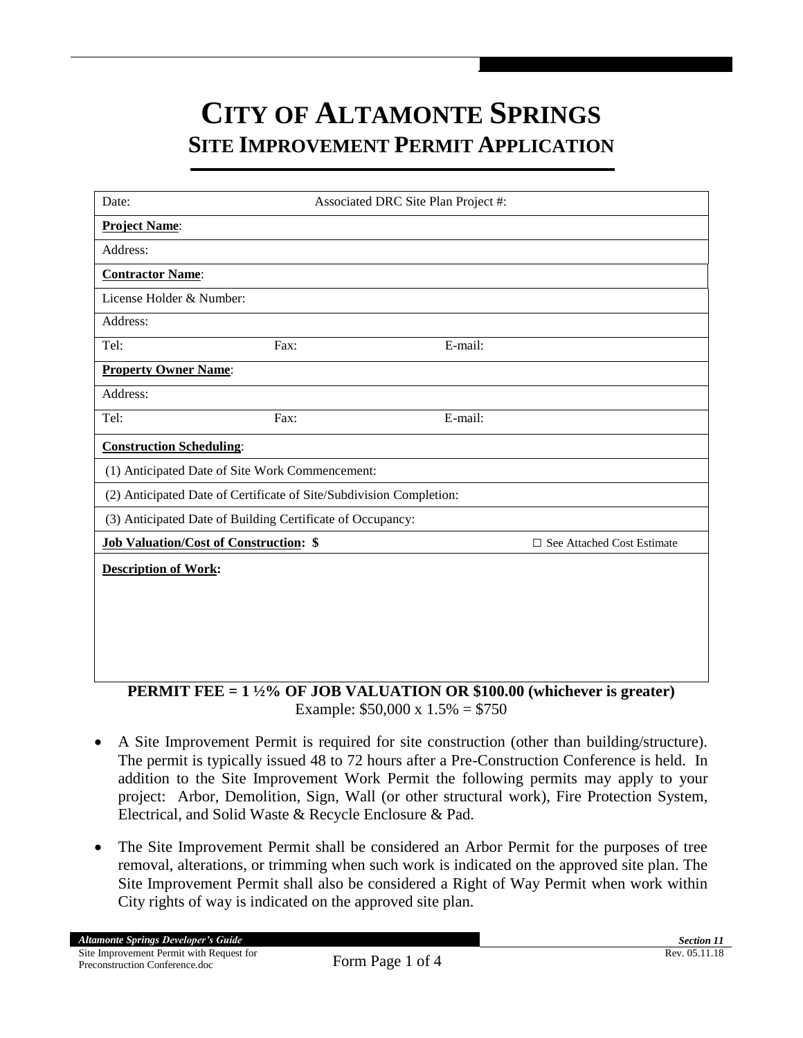# CITY OF ALTAMONTE SPRINGS
## SITE IMPROVEMENT PERMIT APPLICATION

| Date: | Associated DRC Site Plan Project #: | |
|---|---|---|
| **Project Name**: | | |
| Address: | | |
| **Contractor Name**: | | |
| License Holder & Number: | | |
| Address: | | |
| Tel: | Fax: | E-mail: |
| **Property Owner Name**: | | |
| Address: | | |
| Tel: | Fax: | E-mail: |
| **Construction Scheduling**: | | |
| (1) Anticipated Date of Site Work Commencement: | | |
| (2) Anticipated Date of Certificate of Site/Subdivision Completion: | | |
| (3) Anticipated Date of Building Certificate of Occupancy: | | |
| **Job Valuation/Cost of Construction: $** | | ☐ See Attached Cost Estimate |
| **Description of Work:** | | |

**PERMIT FEE = 1 ½% OF JOB VALUATION OR $100.00 (whichever is greater)**
Example: $50,000 x 1.5% = $750

- A Site Improvement Permit is required for site construction (other than building/structure). The permit is typically issued 48 to 72 hours after a Pre-Construction Conference is held. In addition to the Site Improvement Work Permit the following permits may apply to your project: Arbor, Demolition, Sign, Wall (or other structural work), Fire Protection System, Electrical, and Solid Waste & Recycle Enclosure & Pad.

- The Site Improvement Permit shall be considered an Arbor Permit for the purposes of tree removal, alterations, or trimming when such work is indicated on the approved site plan. The Site Improvement Permit shall also be considered a Right of Way Permit when work within City rights of way is indicated on the approved site plan.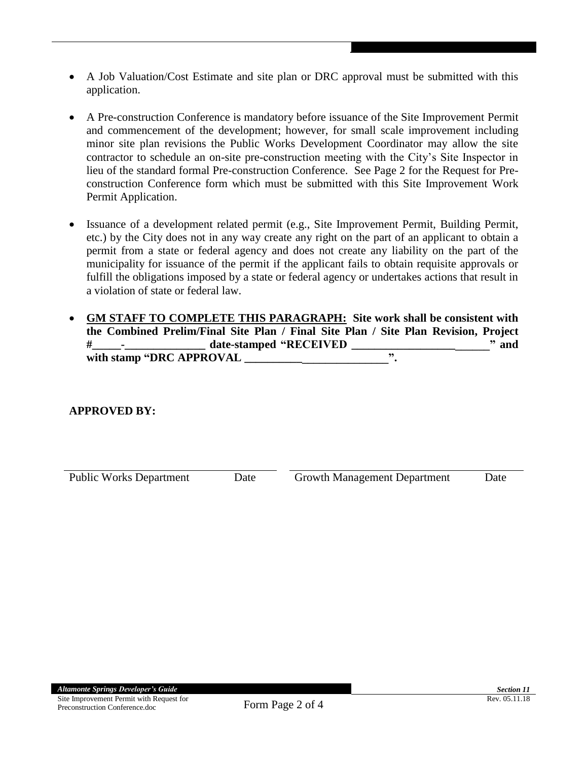- A Job Valuation/Cost Estimate and site plan or DRC approval must be submitted with this application.

- A Pre-construction Conference is mandatory before issuance of the Site Improvement Permit and commencement of the development; however, for small scale improvement including minor site plan revisions the Public Works Development Coordinator may allow the site contractor to schedule an on-site pre-construction meeting with the City's Site Inspector in lieu of the standard formal Pre-construction Conference. See Page 2 for the Request for Pre-construction Conference form which must be submitted with this Site Improvement Work Permit Application.

- Issuance of a development related permit (e.g., Site Improvement Permit, Building Permit, etc.) by the City does not in any way create any right on the part of an applicant to obtain a permit from a state or federal agency and does not create any liability on the part of the municipality for issuance of the permit if the applicant fails to obtain requisite approvals or fulfill the obligations imposed by a state or federal agency or undertakes actions that result in a violation of state or federal law.

- **<u>GM STAFF TO COMPLETE THIS PARAGRAPH:</u> Site work shall be consistent with the Combined Prelim/Final Site Plan / Final Site Plan / Site Plan Revision, Project #_____-______________ date-stamped "RECEIVED ________________________" and with stamp "DRC APPROVAL _________________________".**

**APPROVED BY:**

| ______________________________ | | ______________________________ | |
|---|---|---|---|
| Public Works Department | Date | Growth Management Department | Date |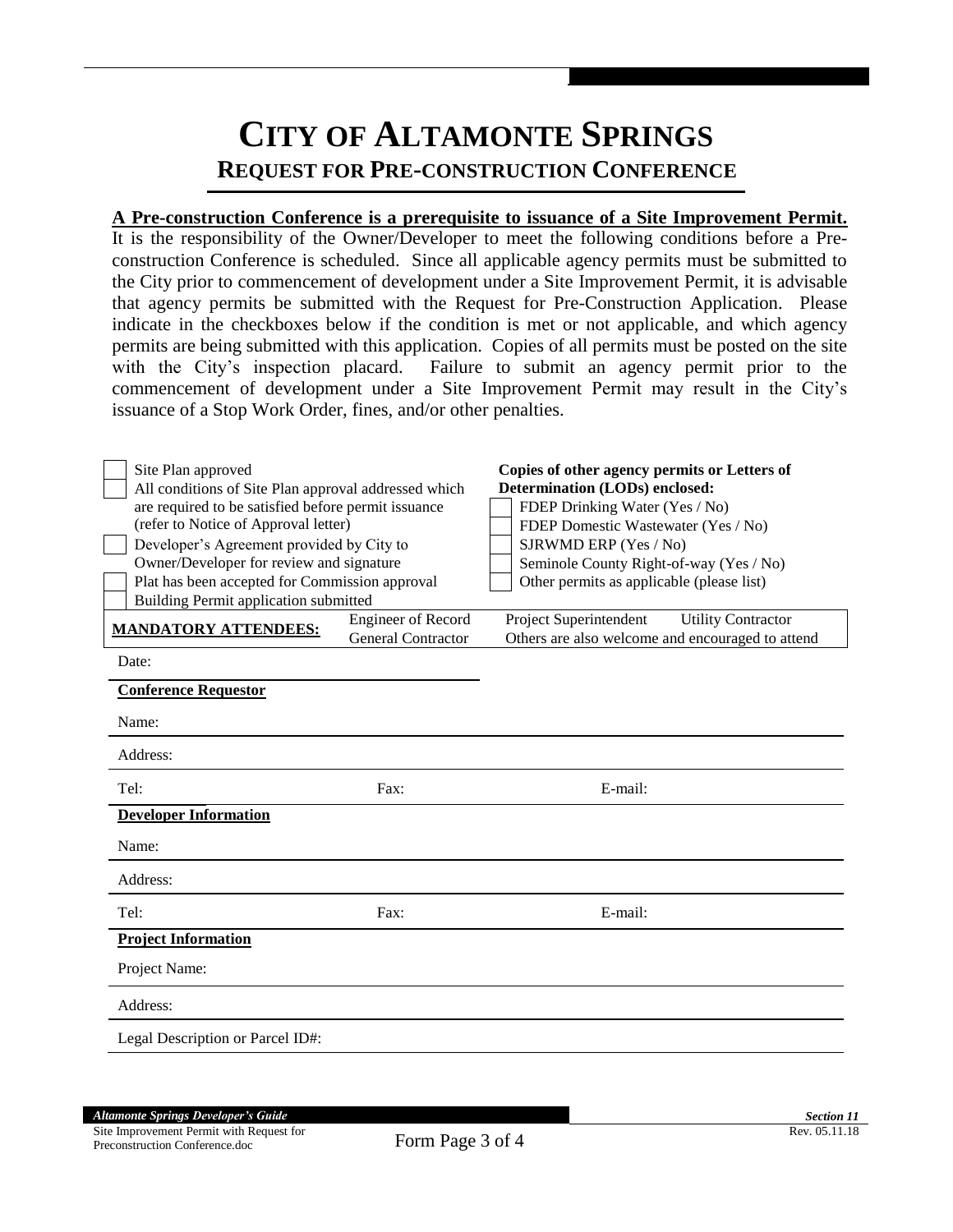# CITY OF ALTAMONTE SPRINGS

## REQUEST FOR PRE-CONSTRUCTION CONFERENCE

**A Pre-construction Conference is a prerequisite to issuance of a Site Improvement Permit.** It is the responsibility of the Owner/Developer to meet the following conditions before a Pre-construction Conference is scheduled. Since all applicable agency permits must be submitted to the City prior to commencement of development under a Site Improvement Permit, it is advisable that agency permits be submitted with the Request for Pre-Construction Application. Please indicate in the checkboxes below if the condition is met or not applicable, and which agency permits are being submitted with this application. Copies of all permits must be posted on the site with the City's inspection placard. Failure to submit an agency permit prior to the commencement of development under a Site Improvement Permit may result in the City's issuance of a Stop Work Order, fines, and/or other penalties.

- ☐ Site Plan approved
- ☐ All conditions of Site Plan approval addressed which are required to be satisfied before permit issuance (refer to Notice of Approval letter)
- ☐ Developer's Agreement provided by City to Owner/Developer for review and signature
- ☐ Plat has been accepted for Commission approval
- ☐ Building Permit application submitted

**Copies of other agency permits or Letters of Determination (LODs) enclosed:**

- ☐ FDEP Drinking Water (Yes / No)
- ☐ FDEP Domestic Wastewater (Yes / No)
- ☐ SJRWMD ERP (Yes / No)
- ☐ Seminole County Right-of-way (Yes / No)
- ☐ Other permits as applicable (please list)

| **MANDATORY ATTENDEES:** | Engineer of Record | Project Superintendent | Utility Contractor |
|---|---|---|---|
| | General Contractor | Others are also welcome and encouraged to attend | |

Date:

**Conference Requestor**

Name:

Address:

Tel: Fax: E-mail:

**Developer Information**

Name:

Address:

Tel: Fax: E-mail:

**Project Information**

Project Name:

Address:

Legal Description or Parcel ID#: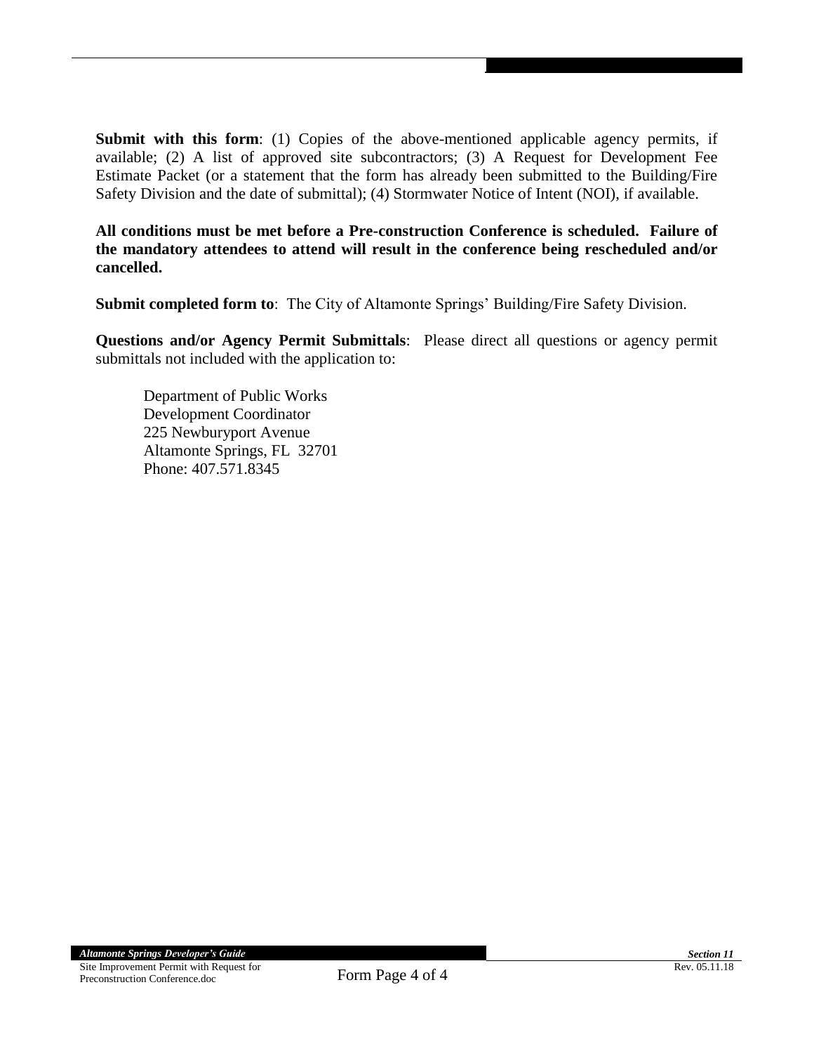**Submit with this form**: (1) Copies of the above-mentioned applicable agency permits, if available; (2) A list of approved site subcontractors; (3) A Request for Development Fee Estimate Packet (or a statement that the form has already been submitted to the Building/Fire Safety Division and the date of submittal); (4) Stormwater Notice of Intent (NOI), if available.

**All conditions must be met before a Pre-construction Conference is scheduled. Failure of the mandatory attendees to attend will result in the conference being rescheduled and/or cancelled.**

**Submit completed form to**: The City of Altamonte Springs' Building/Fire Safety Division.

**Questions and/or Agency Permit Submittals**: Please direct all questions or agency permit submittals not included with the application to:

Department of Public Works
Development Coordinator
225 Newburyport Avenue
Altamonte Springs, FL 32701
Phone: 407.571.8345